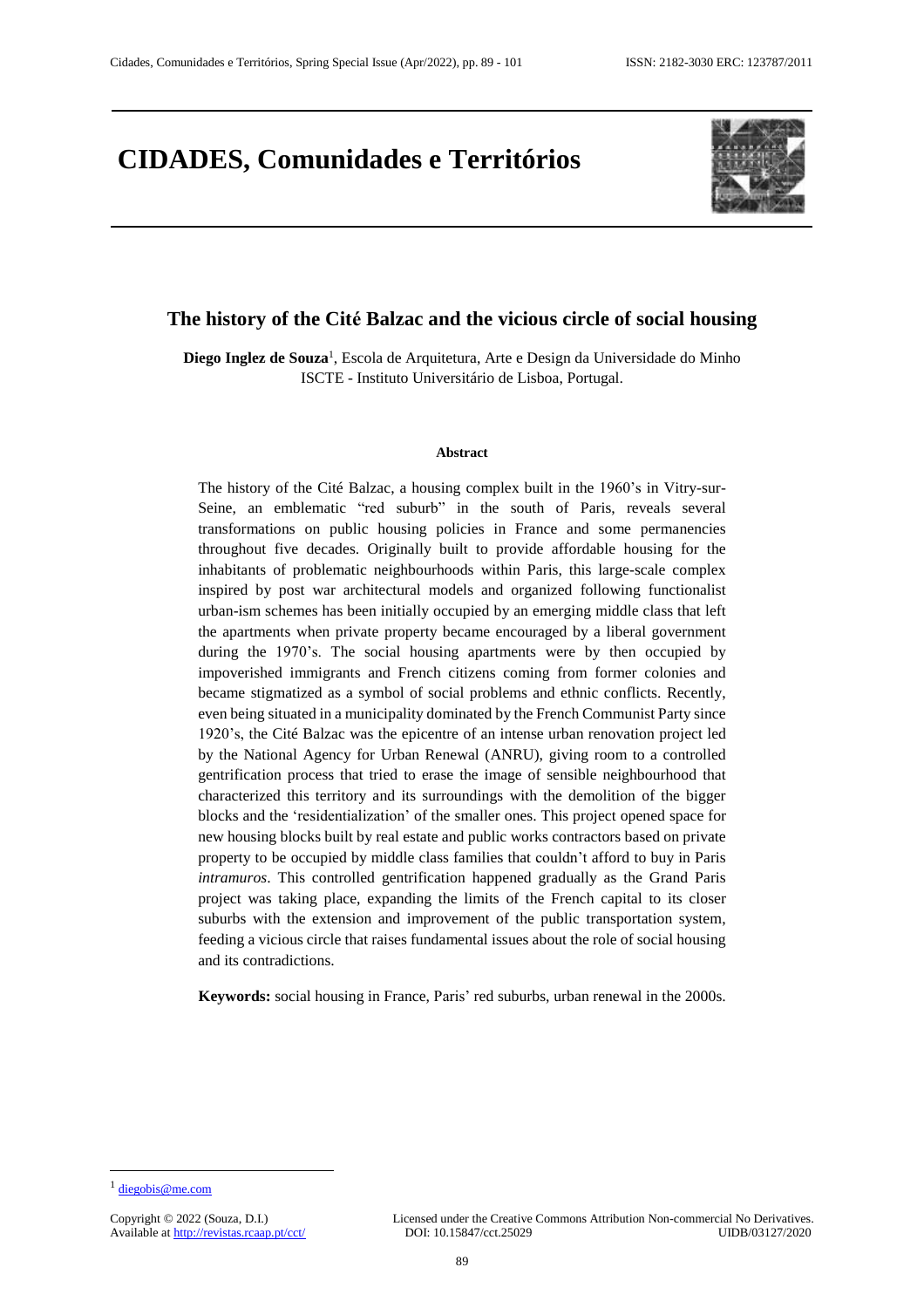# CIDADES, Comunidades e Territórios

## The history of the Cité Balzac and the vicious circle of social housing

**Diego Inglez de Souza**[1], Escola de Arquitetura, Arte e Design da Universidade do Minho ISCTE - Instituto Universitário de Lisboa, Portugal.

### Abstract

The history of the Cité Balzac, a housing complex built in the 1960's in Vitry-sur-Seine, an emblematic "red suburb" in the south of Paris, reveals several transformations on public housing policies in France and some permanencies throughout five decades. Originally built to provide affordable housing for the inhabitants of problematic neighbourhoods within Paris, this large-scale complex inspired by post war architectural models and organized following functionalist urban-ism schemes has been initially occupied by an emerging middle class that left the apartments when private property became encouraged by a liberal government during the 1970's. The social housing apartments were by then occupied by impoverished immigrants and French citizens coming from former colonies and became stigmatized as a symbol of social problems and ethnic conflicts. Recently, even being situated in a municipality dominated by the French Communist Party since 1920's, the Cité Balzac was the epicentre of an intense urban renovation project led by the National Agency for Urban Renewal (ANRU), giving room to a controlled gentrification process that tried to erase the image of sensible neighbourhood that characterized this territory and its surroundings with the demolition of the bigger blocks and the 'residentialization' of the smaller ones. This project opened space for new housing blocks built by real estate and public works contractors based on private property to be occupied by middle class families that couldn't afford to buy in Paris *intramuros*. This controlled gentrification happened gradually as the Grand Paris project was taking place, expanding the limits of the French capital to its closer suburbs with the extension and improvement of the public transportation system, feeding a vicious circle that raises fundamental issues about the role of social housing and its contradictions.

**Keywords:** social housing in France, Paris' red suburbs, urban renewal in the 2000s.

---

[1] diegobis@me.com

Copyright © 2022 (Souza, D.I.)
Available at http://revistas.rcaap.pt/cct/

Licensed under the Creative Commons Attribution Non-commercial No Derivatives.
DOI: 10.15847/cct.25029
UIDB/03127/2020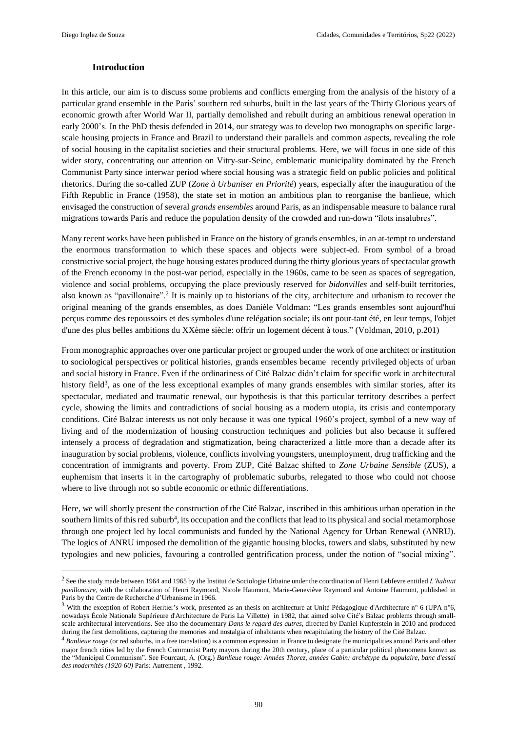### Introduction

In this article, our aim is to discuss some problems and conflicts emerging from the analysis of the history of a particular grand ensemble in the Paris' southern red suburbs, built in the last years of the Thirty Glorious years of economic growth after World War II, partially demolished and rebuilt during an ambitious renewal operation in early 2000's. In the PhD thesis defended in 2014, our strategy was to develop two monographs on specific large-scale housing projects in France and Brazil to understand their parallels and common aspects, revealing the role of social housing in the capitalist societies and their structural problems. Here, we will focus in one side of this wider story, concentrating our attention on Vitry-sur-Seine, emblematic municipality dominated by the French Communist Party since interwar period where social housing was a strategic field on public policies and political rhetorics. During the so-called ZUP (*Zone à Urbaniser en Priorité*) years, especially after the inauguration of the Fifth Republic in France (1958), the state set in motion an ambitious plan to reorganise the banlieue, which envisaged the construction of several *grands ensembles* around Paris, as an indispensable measure to balance rural migrations towards Paris and reduce the population density of the crowded and run-down "îlots insalubres".

Many recent works have been published in France on the history of grands ensembles, in an at-tempt to understand the enormous transformation to which these spaces and objects were subject-ed. From symbol of a broad constructive social project, the huge housing estates produced during the thirty glorious years of spectacular growth of the French economy in the post-war period, especially in the 1960s, came to be seen as spaces of segregation, violence and social problems, occupying the place previously reserved for *bidonvilles* and self-built territories, also known as "pavillonaire".[2] It is mainly up to historians of the city, architecture and urbanism to recover the original meaning of the grands ensembles, as does Danièle Voldman: "Les grands ensembles sont aujourd'hui perçus comme des repoussoirs et des symboles d'une relégation sociale; ils ont pour-tant été, en leur temps, l'objet d'une des plus belles ambitions du XXème siècle: offrir un logement décent à tous." (Voldman, 2010, p.201)

From monographic approaches over one particular project or grouped under the work of one architect or institution to sociological perspectives or political histories, grands ensembles became recently privileged objects of urban and social history in France. Even if the ordinariness of Cité Balzac didn't claim for specific work in architectural history field[3], as one of the less exceptional examples of many grands ensembles with similar stories, after its spectacular, mediated and traumatic renewal, our hypothesis is that this particular territory describes a perfect cycle, showing the limits and contradictions of social housing as a modern utopia, its crisis and contemporary conditions. Cité Balzac interests us not only because it was one typical 1960's project, symbol of a new way of living and of the modernization of housing construction techniques and policies but also because it suffered intensely a process of degradation and stigmatization, being characterized a little more than a decade after its inauguration by social problems, violence, conflicts involving youngsters, unemployment, drug trafficking and the concentration of immigrants and poverty. From ZUP, Cité Balzac shifted to *Zone Urbaine Sensible* (ZUS), a euphemism that inserts it in the cartography of problematic suburbs, relegated to those who could not choose where to live through not so subtle economic or ethnic differentiations.

Here, we will shortly present the construction of the Cité Balzac, inscribed in this ambitious urban operation in the southern limits of this red suburb[4], its occupation and the conflicts that lead to its physical and social metamorphose through one project led by local communists and funded by the National Agency for Urban Renewal (ANRU). The logics of ANRU imposed the demolition of the gigantic housing blocks, towers and slabs, substituted by new typologies and new policies, favouring a controlled gentrification process, under the notion of "social mixing".

---

[2] See the study made between 1964 and 1965 by the Institut de Sociologie Urbaine under the coordination of Henri Lebfevre entitled *L'habitat pavillonaire*, with the collaboration of Henri Raymond, Nicole Haumont, Marie-Geneviève Raymond and Antoine Haumont, published in Paris by the Centre de Recherche d'Urbanisme in 1966.

[3] With the exception of Robert Heritier's work, presented as an thesis on architecture at Unité Pédagogique d'Architecture n° 6 (UPA n°6, nowadays École Nationale Supérieure d'Architecture de Paris La Villette) in 1982, that aimed solve Cité's Balzac problems through small-scale architectural interventions. See also the documentary *Dans le regard des autres*, directed by Daniel Kupferstein in 2010 and produced during the first demolitions, capturing the memories and nostalgia of inhabitants when recapitulating the history of the Cité Balzac.

[4] *Banlieue rouge* (or red suburbs, in a free translation) is a common expression in France to designate the municipalities around Paris and other major french cities led by the French Communist Party mayors during the 20th century, place of a particular political phenomena known as the "Municipal Communism". See Fourcaut, A. (Org.) *Banlieue rouge: Années Thorez, années Gabin: archétype du populaire, banc d'essai des modernités (1920-60)* Paris: Autrement , 1992.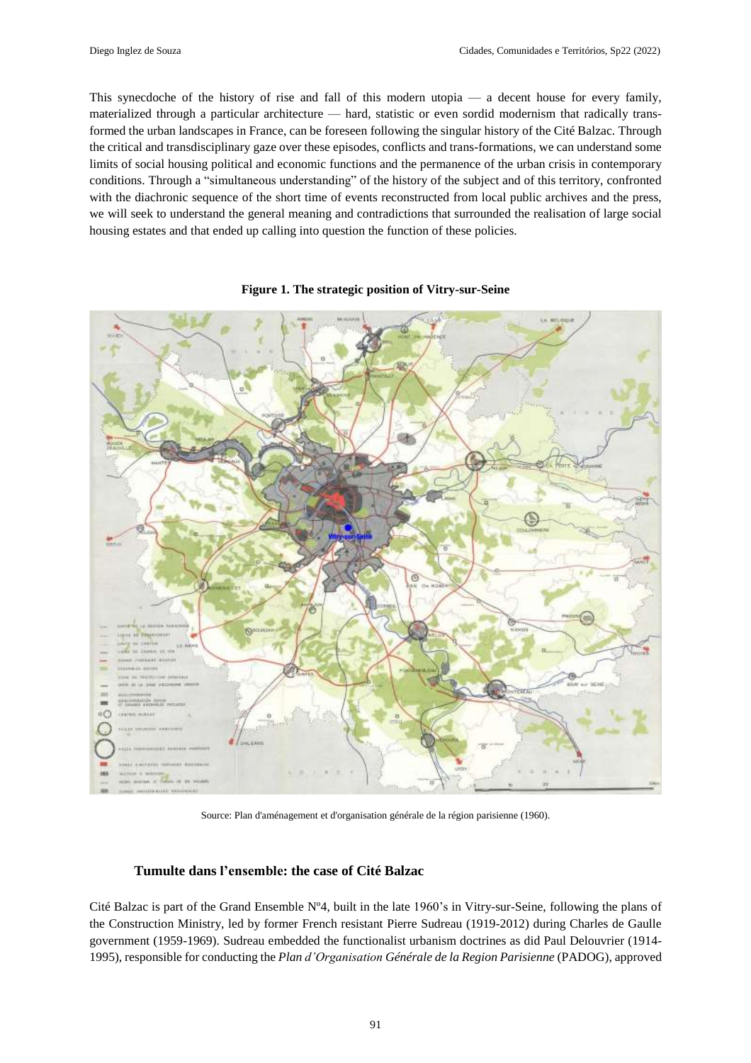This synecdoche of the history of rise and fall of this modern utopia — a decent house for every family, materialized through a particular architecture — hard, statistic or even sordid modernism that radically transformed the urban landscapes in France, can be foreseen following the singular history of the Cité Balzac. Through the critical and transdisciplinary gaze over these episodes, conflicts and trans-formations, we can understand some limits of social housing political and economic functions and the permanence of the urban crisis in contemporary conditions. Through a "simultaneous understanding" of the history of the subject and of this territory, confronted with the diachronic sequence of the short time of events reconstructed from local public archives and the press, we will seek to understand the general meaning and contradictions that surrounded the realisation of large social housing estates and that ended up calling into question the function of these policies.

**Figure 1. The strategic position of Vitry-sur-Seine**

Source: Plan d'aménagement et d'organisation générale de la région parisienne (1960).

## Tumulte dans l'ensemble: the case of Cité Balzac

Cité Balzac is part of the Grand Ensemble Nº4, built in the late 1960's in Vitry-sur-Seine, following the plans of the Construction Ministry, led by former French resistant Pierre Sudreau (1919-2012) during Charles de Gaulle government (1959-1969). Sudreau embedded the functionalist urbanism doctrines as did Paul Delouvrier (1914-1995), responsible for conducting the *Plan d'Organisation Générale de la Region Parisienne* (PADOG), approved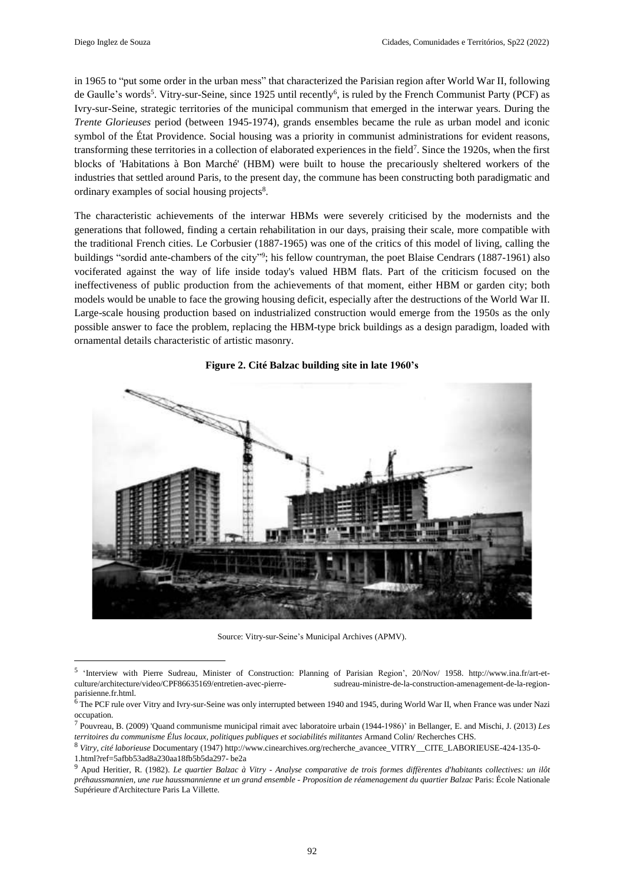in 1965 to "put some order in the urban mess" that characterized the Parisian region after World War II, following de Gaulle's words[5]. Vitry-sur-Seine, since 1925 until recently[6], is ruled by the French Communist Party (PCF) as Ivry-sur-Seine, strategic territories of the municipal communism that emerged in the interwar years. During the *Trente Glorieuses* period (between 1945-1974), grands ensembles became the rule as urban model and iconic symbol of the État Providence. Social housing was a priority in communist administrations for evident reasons, transforming these territories in a collection of elaborated experiences in the field[7]. Since the 1920s, when the first blocks of 'Habitations à Bon Marché' (HBM) were built to house the precariously sheltered workers of the industries that settled around Paris, to the present day, the commune has been constructing both paradigmatic and ordinary examples of social housing projects[8].

The characteristic achievements of the interwar HBMs were severely criticised by the modernists and the generations that followed, finding a certain rehabilitation in our days, praising their scale, more compatible with the traditional French cities. Le Corbusier (1887-1965) was one of the critics of this model of living, calling the buildings "sordid ante-chambers of the city"[9]; his fellow countryman, the poet Blaise Cendrars (1887-1961) also vociferated against the way of life inside today's valued HBM flats. Part of the criticism focused on the ineffectiveness of public production from the achievements of that moment, either HBM or garden city; both models would be unable to face the growing housing deficit, especially after the destructions of the World War II. Large-scale housing production based on industrialized construction would emerge from the 1950s as the only possible answer to face the problem, replacing the HBM-type brick buildings as a design paradigm, loaded with ornamental details characteristic of artistic masonry.

**Figure 2. Cité Balzac building site in late 1960's**

Source: Vitry-sur-Seine's Municipal Archives (APMV).

---

[5] 'Interview with Pierre Sudreau, Minister of Construction: Planning of Parisian Region', 20/Nov/ 1958. http://www.ina.fr/art-et-culture/architecture/video/CPF86635169/entretien-avec-pierre- sudreau-ministre-de-la-construction-amenagement-de-la-region-parisienne.fr.html.

[6] The PCF rule over Vitry and Ivry-sur-Seine was only interrupted between 1940 and 1945, during World War II, when France was under Nazi occupation.

[7] Pouvreau, B. (2009) 'Quand communisme municipal rimait avec laboratoire urbain (1944-1986)' in Bellanger, E. and Mischi, J. (2013) *Les territoires du communisme Élus locaux, politiques publiques et sociabilités militantes* Armand Colin/ Recherches CHS.

[8] *Vitry, cité laborieuse* Documentary (1947) http://www.cinearchives.org/recherche_avancee_VITRY__CITE_LABORIEUSE-424-135-0-1.html?ref=5afbb53ad8a230aa18fb5b5da297- be2a

[9] Apud Heritier, R. (1982). *Le quartier Balzac à Vitry - Analyse comparative de trois formes diffèrentes d'habitants collectives: un ilôt préhaussmannien, une rue haussmannienne et un grand ensemble - Proposition de réamenagement du quartier Balzac* Paris: École Nationale Supérieure d'Architecture Paris La Villette.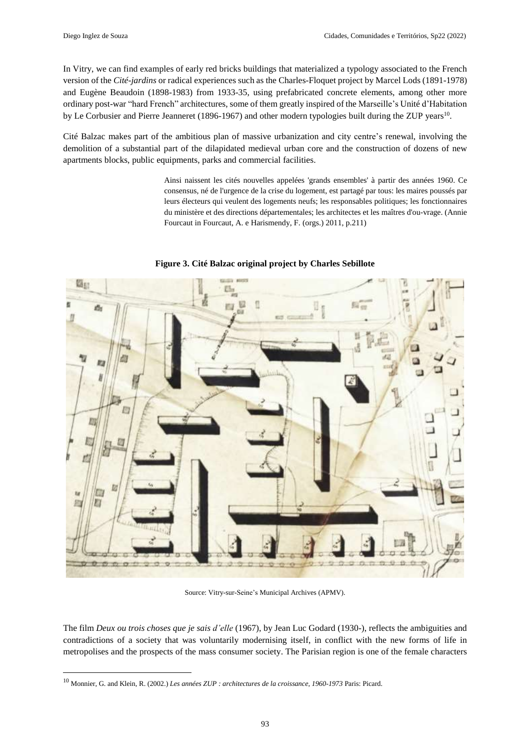In Vitry, we can find examples of early red bricks buildings that materialized a typology associated to the French version of the *Cité-jardins* or radical experiences such as the Charles-Floquet project by Marcel Lods (1891-1978) and Eugène Beaudoin (1898-1983) from 1933-35, using prefabricated concrete elements, among other more ordinary post-war "hard French" architectures, some of them greatly inspired of the Marseille's Unité d'Habitation by Le Corbusier and Pierre Jeanneret (1896-1967) and other modern typologies built during the ZUP years[10].

Cité Balzac makes part of the ambitious plan of massive urbanization and city centre's renewal, involving the demolition of a substantial part of the dilapidated medieval urban core and the construction of dozens of new apartments blocks, public equipments, parks and commercial facilities.

> Ainsi naissent les cités nouvelles appelées 'grands ensembles' à partir des années 1960. Ce consensus, né de l'urgence de la crise du logement, est partagé par tous: les maires poussés par leurs électeurs qui veulent des logements neufs; les responsables politiques; les fonctionnaires du ministère et des directions départementales; les architectes et les maîtres d'ou-vrage. (Annie Fourcaut in Fourcaut, A. e Harismendy, F. (orgs.) 2011, p.211)

**Figure 3. Cité Balzac original project by Charles Sebillote**

Source: Vitry-sur-Seine's Municipal Archives (APMV).

The film *Deux ou trois choses que je sais d'elle* (1967), by Jean Luc Godard (1930-), reflects the ambiguities and contradictions of a society that was voluntarily modernising itself, in conflict with the new forms of life in metropolises and the prospects of the mass consumer society. The Parisian region is one of the female characters

[10] Monnier, G. and Klein, R. (2002.) *Les années ZUP : architectures de la croissance, 1960-1973* Paris: Picard.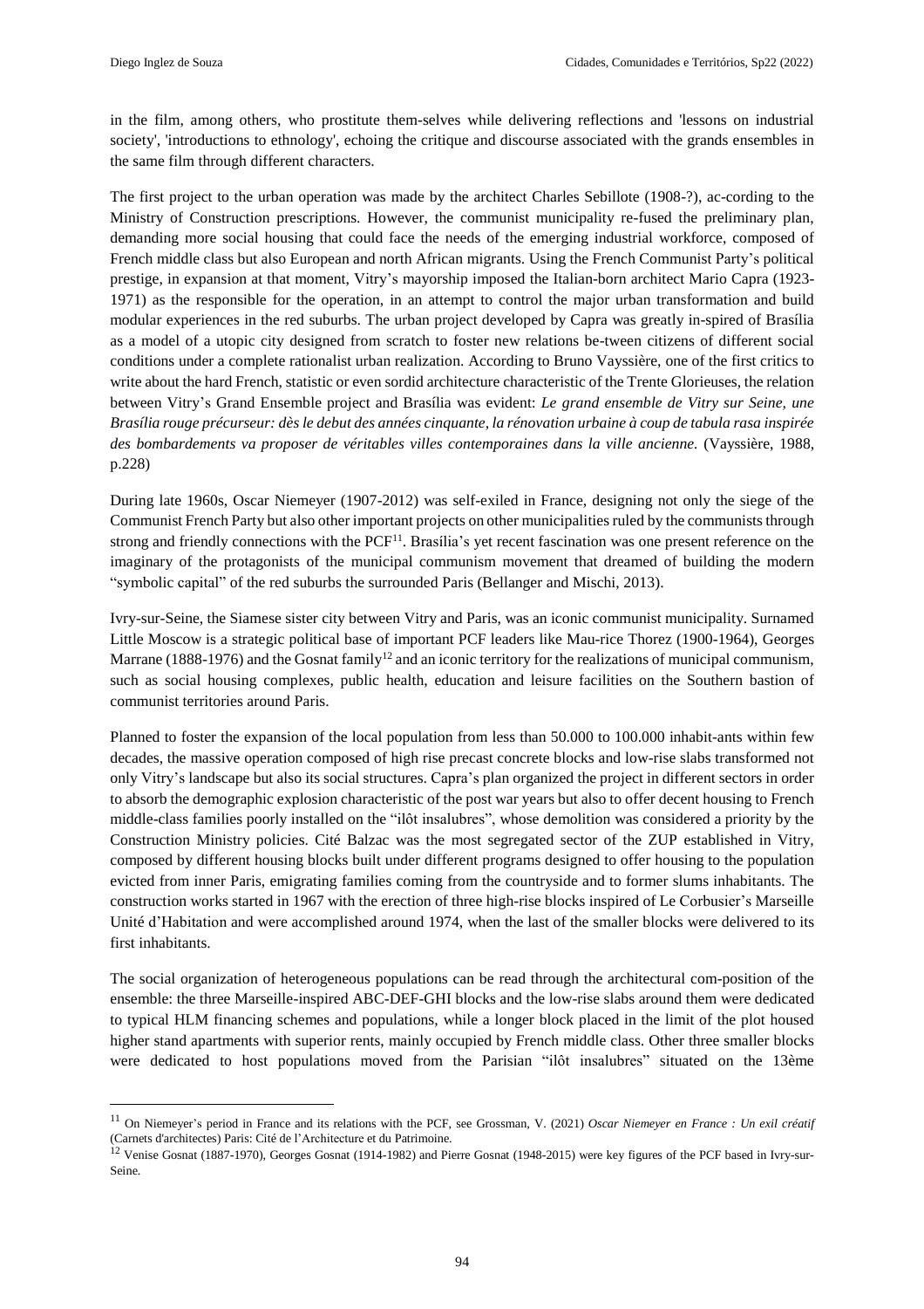in the film, among others, who prostitute them-selves while delivering reflections and 'lessons on industrial society', 'introductions to ethnology', echoing the critique and discourse associated with the grands ensembles in the same film through different characters.

The first project to the urban operation was made by the architect Charles Sebillote (1908-?), ac-cording to the Ministry of Construction prescriptions. However, the communist municipality re-fused the preliminary plan, demanding more social housing that could face the needs of the emerging industrial workforce, composed of French middle class but also European and north African migrants. Using the French Communist Party's political prestige, in expansion at that moment, Vitry's mayorship imposed the Italian-born architect Mario Capra (1923-1971) as the responsible for the operation, in an attempt to control the major urban transformation and build modular experiences in the red suburbs. The urban project developed by Capra was greatly in-spired of Brasília as a model of a utopic city designed from scratch to foster new relations be-tween citizens of different social conditions under a complete rationalist urban realization. According to Bruno Vayssière, one of the first critics to write about the hard French, statistic or even sordid architecture characteristic of the Trente Glorieuses, the relation between Vitry's Grand Ensemble project and Brasília was evident: *Le grand ensemble de Vitry sur Seine, une Brasília rouge précurseur: dès le debut des années cinquante, la rénovation urbaine à coup de tabula rasa inspirée des bombardements va proposer de véritables villes contemporaines dans la ville ancienne.* (Vayssière, 1988, p.228)

During late 1960s, Oscar Niemeyer (1907-2012) was self-exiled in France, designing not only the siege of the Communist French Party but also other important projects on other municipalities ruled by the communists through strong and friendly connections with the PCF[11]. Brasília's yet recent fascination was one present reference on the imaginary of the protagonists of the municipal communism movement that dreamed of building the modern "symbolic capital" of the red suburbs the surrounded Paris (Bellanger and Mischi, 2013).

Ivry-sur-Seine, the Siamese sister city between Vitry and Paris, was an iconic communist municipality. Surnamed Little Moscow is a strategic political base of important PCF leaders like Mau-rice Thorez (1900-1964), Georges Marrane (1888-1976) and the Gosnat family[12] and an iconic territory for the realizations of municipal communism, such as social housing complexes, public health, education and leisure facilities on the Southern bastion of communist territories around Paris.

Planned to foster the expansion of the local population from less than 50.000 to 100.000 inhabit-ants within few decades, the massive operation composed of high rise precast concrete blocks and low-rise slabs transformed not only Vitry's landscape but also its social structures. Capra's plan organized the project in different sectors in order to absorb the demographic explosion characteristic of the post war years but also to offer decent housing to French middle-class families poorly installed on the "ilôt insalubres", whose demolition was considered a priority by the Construction Ministry policies. Cité Balzac was the most segregated sector of the ZUP established in Vitry, composed by different housing blocks built under different programs designed to offer housing to the population evicted from inner Paris, emigrating families coming from the countryside and to former slums inhabitants. The construction works started in 1967 with the erection of three high-rise blocks inspired of Le Corbusier's Marseille Unité d'Habitation and were accomplished around 1974, when the last of the smaller blocks were delivered to its first inhabitants.

The social organization of heterogeneous populations can be read through the architectural com-position of the ensemble: the three Marseille-inspired ABC-DEF-GHI blocks and the low-rise slabs around them were dedicated to typical HLM financing schemes and populations, while a longer block placed in the limit of the plot housed higher stand apartments with superior rents, mainly occupied by French middle class. Other three smaller blocks were dedicated to host populations moved from the Parisian "ilôt insalubres" situated on the 13ème

---

[11] On Niemeyer's period in France and its relations with the PCF, see Grossman, V. (2021) *Oscar Niemeyer en France : Un exil créatif* (Carnets d'architectes) Paris: Cité de l'Architecture et du Patrimoine.

[12] Venise Gosnat (1887-1970), Georges Gosnat (1914-1982) and Pierre Gosnat (1948-2015) were key figures of the PCF based in Ivry-sur-Seine.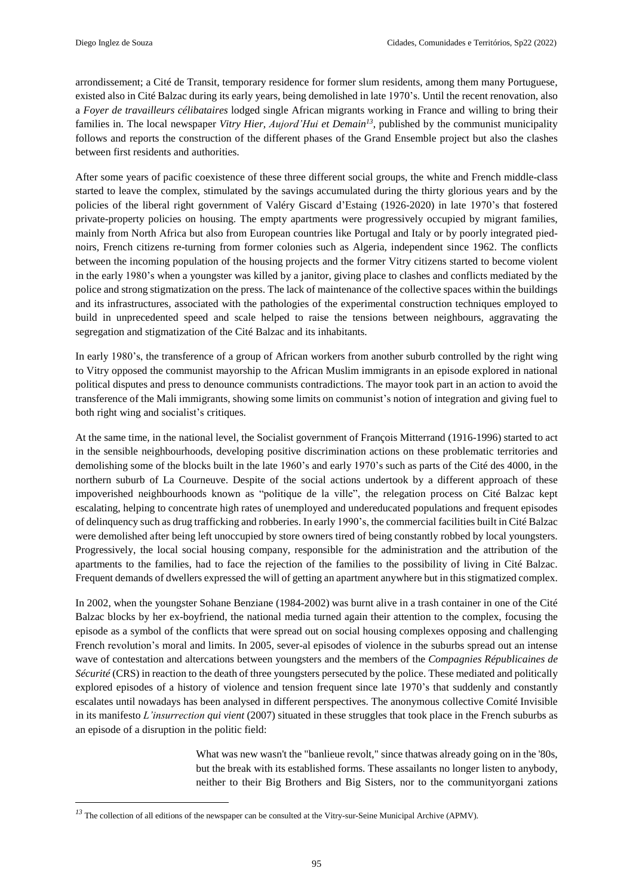arrondissement; a Cité de Transit, temporary residence for former slum residents, among them many Portuguese, existed also in Cité Balzac during its early years, being demolished in late 1970's. Until the recent renovation, also a *Foyer de travailleurs célibataires* lodged single African migrants working in France and willing to bring their families in. The local newspaper *Vitry Hier, Aujord'Hui et Demain*[13], published by the communist municipality follows and reports the construction of the different phases of the Grand Ensemble project but also the clashes between first residents and authorities.

After some years of pacific coexistence of these three different social groups, the white and French middle-class started to leave the complex, stimulated by the savings accumulated during the thirty glorious years and by the policies of the liberal right government of Valéry Giscard d'Estaing (1926-2020) in late 1970's that fostered private-property policies on housing. The empty apartments were progressively occupied by migrant families, mainly from North Africa but also from European countries like Portugal and Italy or by poorly integrated pied-noirs, French citizens re-turning from former colonies such as Algeria, independent since 1962. The conflicts between the incoming population of the housing projects and the former Vitry citizens started to become violent in the early 1980's when a youngster was killed by a janitor, giving place to clashes and conflicts mediated by the police and strong stigmatization on the press. The lack of maintenance of the collective spaces within the buildings and its infrastructures, associated with the pathologies of the experimental construction techniques employed to build in unprecedented speed and scale helped to raise the tensions between neighbours, aggravating the segregation and stigmatization of the Cité Balzac and its inhabitants.

In early 1980's, the transference of a group of African workers from another suburb controlled by the right wing to Vitry opposed the communist mayorship to the African Muslim immigrants in an episode explored in national political disputes and press to denounce communists contradictions. The mayor took part in an action to avoid the transference of the Mali immigrants, showing some limits on communist's notion of integration and giving fuel to both right wing and socialist's critiques.

At the same time, in the national level, the Socialist government of François Mitterrand (1916-1996) started to act in the sensible neighbourhoods, developing positive discrimination actions on these problematic territories and demolishing some of the blocks built in the late 1960's and early 1970's such as parts of the Cité des 4000, in the northern suburb of La Courneuve. Despite of the social actions undertook by a different approach of these impoverished neighbourhoods known as "politique de la ville", the relegation process on Cité Balzac kept escalating, helping to concentrate high rates of unemployed and undereducated populations and frequent episodes of delinquency such as drug trafficking and robberies. In early 1990's, the commercial facilities built in Cité Balzac were demolished after being left unoccupied by store owners tired of being constantly robbed by local youngsters. Progressively, the local social housing company, responsible for the administration and the attribution of the apartments to the families, had to face the rejection of the families to the possibility of living in Cité Balzac. Frequent demands of dwellers expressed the will of getting an apartment anywhere but in this stigmatized complex.

In 2002, when the youngster Sohane Benziane (1984-2002) was burnt alive in a trash container in one of the Cité Balzac blocks by her ex-boyfriend, the national media turned again their attention to the complex, focusing the episode as a symbol of the conflicts that were spread out on social housing complexes opposing and challenging French revolution's moral and limits. In 2005, sever-al episodes of violence in the suburbs spread out an intense wave of contestation and altercations between youngsters and the members of the *Compagnies Républicaines de Sécurité* (CRS) in reaction to the death of three youngsters persecuted by the police. These mediated and politically explored episodes of a history of violence and tension frequent since late 1970's that suddenly and constantly escalates until nowadays has been analysed in different perspectives. The anonymous collective Comité Invisible in its manifesto *L'insurrection qui vient* (2007) situated in these struggles that took place in the French suburbs as an episode of a disruption in the politic field:

> What was new wasn't the "banlieue revolt," since thatwas already going on in the '80s, but the break with its established forms. These assailants no longer listen to anybody, neither to their Big Brothers and Big Sisters, nor to the communityorgani zations

[13] The collection of all editions of the newspaper can be consulted at the Vitry-sur-Seine Municipal Archive (APMV).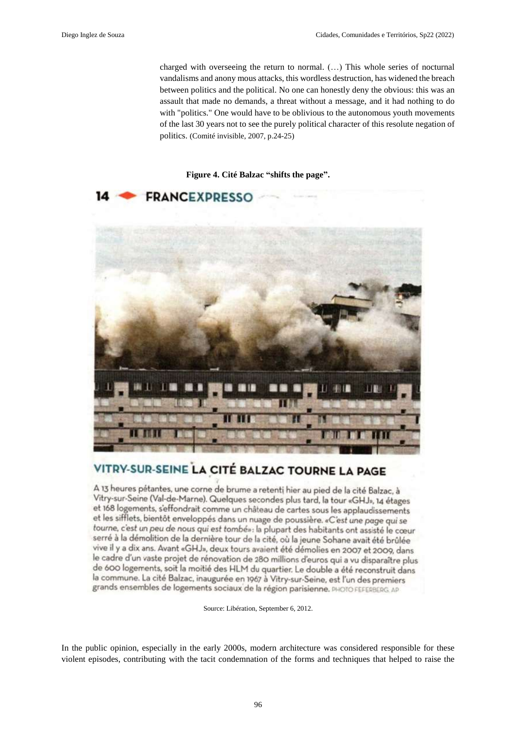charged with overseeing the return to normal. (…) This whole series of nocturnal vandalisms and anony mous attacks, this wordless destruction, has widened the breach between politics and the political. No one can honestly deny the obvious: this was an assault that made no demands, a threat without a message, and it had nothing to do with "politics." One would have to be oblivious to the autonomous youth movements of the last 30 years not to see the purely political character of this resolute negation of politics. (Comité invisible, 2007, p.24-25)

**Figure 4. Cité Balzac "shifts the page".**

14 FRANCEXPRESSO

VITRY-SUR-SEINE LA CITÉ BALZAC TOURNE LA PAGE

A 13 heures pétantes, une corne de brume a retenti hier au pied de la cité Balzac, à Vitry-sur-Seine (Val-de-Marne). Quelques secondes plus tard, la tour «GHJ», 14 étages et 168 logements, s'effondrait comme un château de cartes sous les applaudissements et les sifflets, bientôt enveloppés dans un nuage de poussière. *«C'est une page qui se tourne, c'est un peu de nous qui est tombé»*: la plupart des habitants ont assisté le cœur serré à la démolition de la dernière tour de la cité, où la jeune Sohane avait été brûlée vive il y a dix ans. Avant «GHJ», deux tours avaient été démolies en 2007 et 2009, dans le cadre d'un vaste projet de rénovation de 280 millions d'euros qui a vu disparaître plus de 600 logements, soit la moitié des HLM du quartier. Le double a été reconstruit dans la commune. La cité Balzac, inaugurée en 1967 à Vitry-sur-Seine, est l'un des premiers grands ensembles de logements sociaux de la région parisienne. PHOTO FEFERBERG. AP

Source: Libération, September 6, 2012.

In the public opinion, especially in the early 2000s, modern architecture was considered responsible for these violent episodes, contributing with the tacit condemnation of the forms and techniques that helped to raise the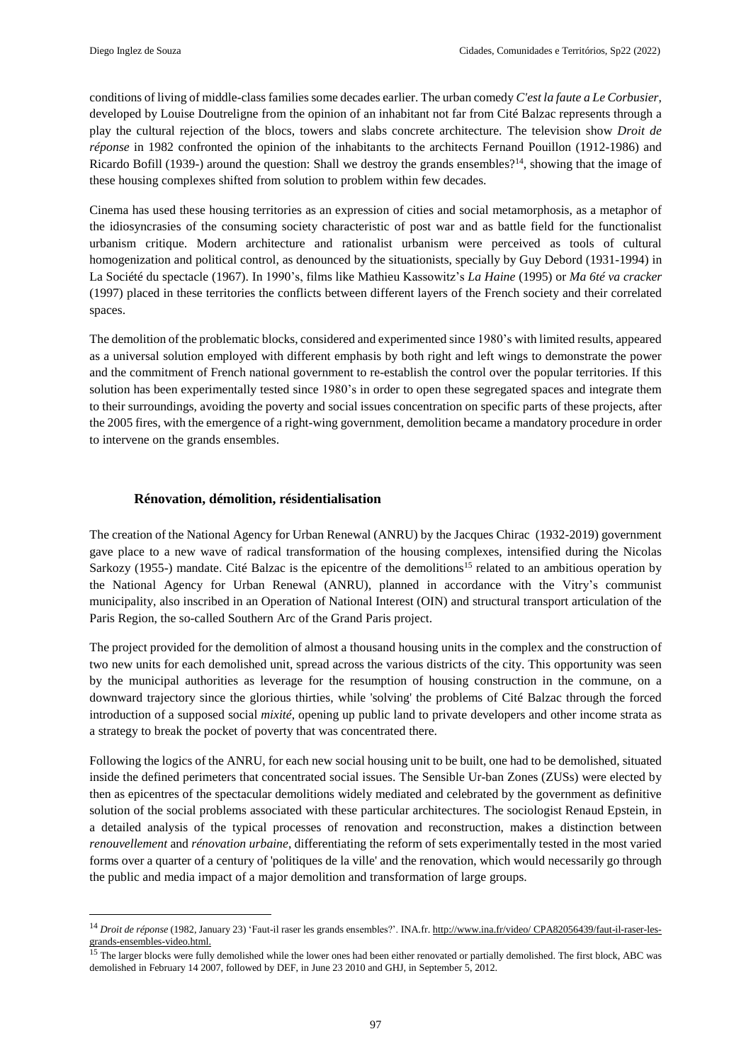conditions of living of middle-class families some decades earlier. The urban comedy *C'est la faute a Le Corbusier*, developed by Louise Doutreligne from the opinion of an inhabitant not far from Cité Balzac represents through a play the cultural rejection of the blocs, towers and slabs concrete architecture. The television show *Droit de réponse* in 1982 confronted the opinion of the inhabitants to the architects Fernand Pouillon (1912-1986) and Ricardo Bofill (1939-) around the question: Shall we destroy the grands ensembles?[14], showing that the image of these housing complexes shifted from solution to problem within few decades.

Cinema has used these housing territories as an expression of cities and social metamorphosis, as a metaphor of the idiosyncrasies of the consuming society characteristic of post war and as battle field for the functionalist urbanism critique. Modern architecture and rationalist urbanism were perceived as tools of cultural homogenization and political control, as denounced by the situationists, specially by Guy Debord (1931-1994) in La Société du spectacle (1967). In 1990's, films like Mathieu Kassowitz's *La Haine* (1995) or *Ma 6té va cracker* (1997) placed in these territories the conflicts between different layers of the French society and their correlated spaces.

The demolition of the problematic blocks, considered and experimented since 1980's with limited results, appeared as a universal solution employed with different emphasis by both right and left wings to demonstrate the power and the commitment of French national government to re-establish the control over the popular territories. If this solution has been experimentally tested since 1980's in order to open these segregated spaces and integrate them to their surroundings, avoiding the poverty and social issues concentration on specific parts of these projects, after the 2005 fires, with the emergence of a right-wing government, demolition became a mandatory procedure in order to intervene on the grands ensembles.

## Rénovation, démolition, résidentialisation

The creation of the National Agency for Urban Renewal (ANRU) by the Jacques Chirac (1932-2019) government gave place to a new wave of radical transformation of the housing complexes, intensified during the Nicolas Sarkozy (1955-) mandate. Cité Balzac is the epicentre of the demolitions[15] related to an ambitious operation by the National Agency for Urban Renewal (ANRU), planned in accordance with the Vitry's communist municipality, also inscribed in an Operation of National Interest (OIN) and structural transport articulation of the Paris Region, the so-called Southern Arc of the Grand Paris project.

The project provided for the demolition of almost a thousand housing units in the complex and the construction of two new units for each demolished unit, spread across the various districts of the city. This opportunity was seen by the municipal authorities as leverage for the resumption of housing construction in the commune, on a downward trajectory since the glorious thirties, while 'solving' the problems of Cité Balzac through the forced introduction of a supposed social *mixité*, opening up public land to private developers and other income strata as a strategy to break the pocket of poverty that was concentrated there.

Following the logics of the ANRU, for each new social housing unit to be built, one had to be demolished, situated inside the defined perimeters that concentrated social issues. The Sensible Ur-ban Zones (ZUSs) were elected by then as epicentres of the spectacular demolitions widely mediated and celebrated by the government as definitive solution of the social problems associated with these particular architectures. The sociologist Renaud Epstein, in a detailed analysis of the typical processes of renovation and reconstruction, makes a distinction between *renouvellement* and *rénovation urbaine*, differentiating the reform of sets experimentally tested in the most varied forms over a quarter of a century of 'politiques de la ville' and the renovation, which would necessarily go through the public and media impact of a major demolition and transformation of large groups.

---

[14] *Droit de réponse* (1982, January 23) 'Faut-il raser les grands ensembles?'. INA.fr. http://www.ina.fr/video/ CPA82056439/faut-il-raser-les-grands-ensembles-video.html.

[15] The larger blocks were fully demolished while the lower ones had been either renovated or partially demolished. The first block, ABC was demolished in February 14 2007, followed by DEF, in June 23 2010 and GHJ, in September 5, 2012.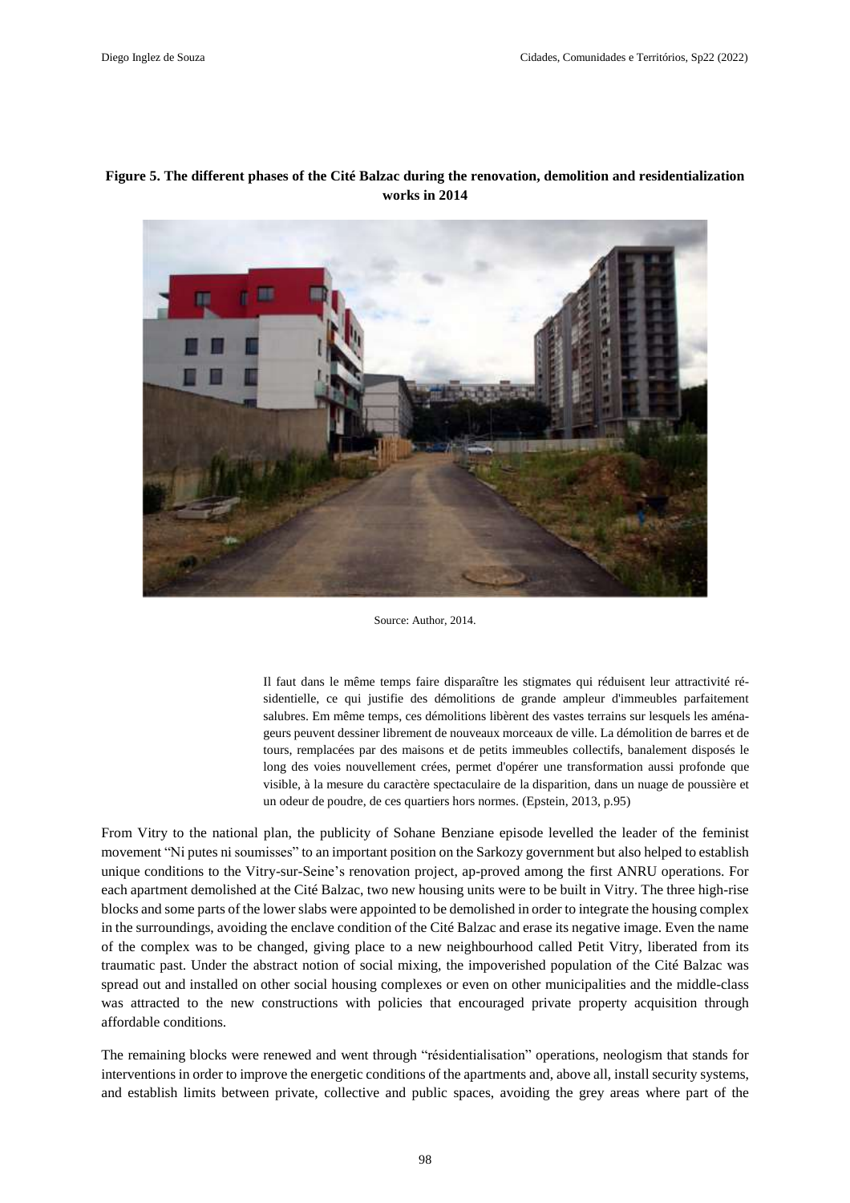**Figure 5. The different phases of the Cité Balzac during the renovation, demolition and residentialization works in 2014**

Source: Author, 2014.

> Il faut dans le même temps faire disparaître les stigmates qui réduisent leur attractivité résidentielle, ce qui justifie des démolitions de grande ampleur d'immeubles parfaitement salubres. Em même temps, ces démolitions libèrent des vastes terrains sur lesquels les aménageurs peuvent dessiner librement de nouveaux morceaux de ville. La démolition de barres et de tours, remplacées par des maisons et de petits immeubles collectifs, banalement disposés le long des voies nouvellement crées, permet d'opérer une transformation aussi profonde que visible, à la mesure du caractère spectaculaire de la disparition, dans un nuage de poussière et un odeur de poudre, de ces quartiers hors normes. (Epstein, 2013, p.95)

From Vitry to the national plan, the publicity of Sohane Benziane episode levelled the leader of the feminist movement "Ni putes ni soumisses" to an important position on the Sarkozy government but also helped to establish unique conditions to the Vitry-sur-Seine's renovation project, ap-proved among the first ANRU operations. For each apartment demolished at the Cité Balzac, two new housing units were to be built in Vitry. The three high-rise blocks and some parts of the lower slabs were appointed to be demolished in order to integrate the housing complex in the surroundings, avoiding the enclave condition of the Cité Balzac and erase its negative image. Even the name of the complex was to be changed, giving place to a new neighbourhood called Petit Vitry, liberated from its traumatic past. Under the abstract notion of social mixing, the impoverished population of the Cité Balzac was spread out and installed on other social housing complexes or even on other municipalities and the middle-class was attracted to the new constructions with policies that encouraged private property acquisition through affordable conditions.

The remaining blocks were renewed and went through "résidentialisation" operations, neologism that stands for interventions in order to improve the energetic conditions of the apartments and, above all, install security systems, and establish limits between private, collective and public spaces, avoiding the grey areas where part of the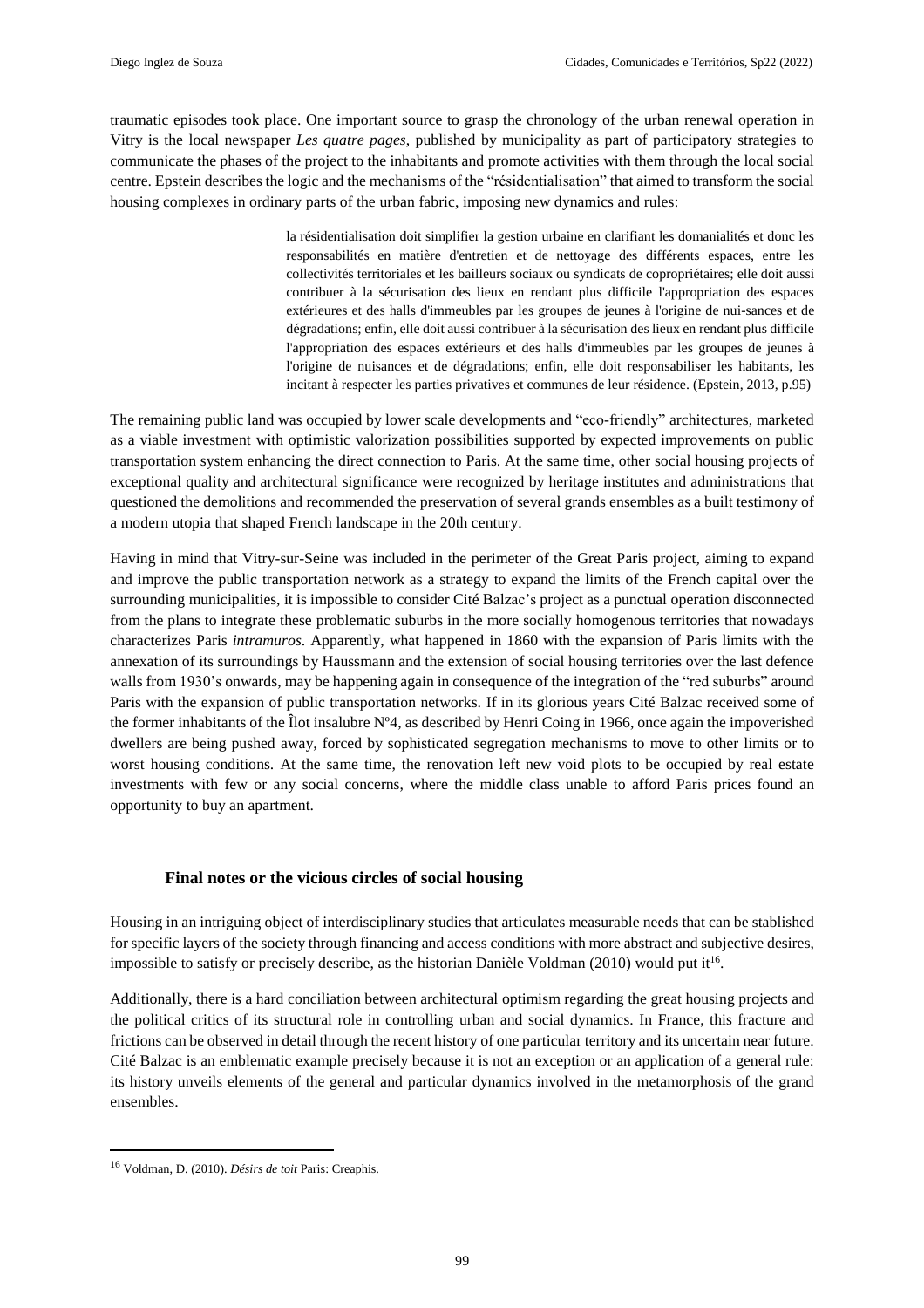traumatic episodes took place. One important source to grasp the chronology of the urban renewal operation in Vitry is the local newspaper *Les quatre pages*, published by municipality as part of participatory strategies to communicate the phases of the project to the inhabitants and promote activities with them through the local social centre. Epstein describes the logic and the mechanisms of the "résidentialisation" that aimed to transform the social housing complexes in ordinary parts of the urban fabric, imposing new dynamics and rules:

> la résidentialisation doit simplifier la gestion urbaine en clarifiant les domanialités et donc les responsabilités en matière d'entretien et de nettoyage des différents espaces, entre les collectivités territoriales et les bailleurs sociaux ou syndicats de copropriétaires; elle doit aussi contribuer à la sécurisation des lieux en rendant plus difficile l'appropriation des espaces extérieures et des halls d'immeubles par les groupes de jeunes à l'origine de nui-sances et de dégradations; enfin, elle doit aussi contribuer à la sécurisation des lieux en rendant plus difficile l'appropriation des espaces extérieurs et des halls d'immeubles par les groupes de jeunes à l'origine de nuisances et de dégradations; enfin, elle doit responsabiliser les habitants, les incitant à respecter les parties privatives et communes de leur résidence. (Epstein, 2013, p.95)

The remaining public land was occupied by lower scale developments and "eco-friendly" architectures, marketed as a viable investment with optimistic valorization possibilities supported by expected improvements on public transportation system enhancing the direct connection to Paris. At the same time, other social housing projects of exceptional quality and architectural significance were recognized by heritage institutes and administrations that questioned the demolitions and recommended the preservation of several grands ensembles as a built testimony of a modern utopia that shaped French landscape in the 20th century.

Having in mind that Vitry-sur-Seine was included in the perimeter of the Great Paris project, aiming to expand and improve the public transportation network as a strategy to expand the limits of the French capital over the surrounding municipalities, it is impossible to consider Cité Balzac's project as a punctual operation disconnected from the plans to integrate these problematic suburbs in the more socially homogenous territories that nowadays characterizes Paris *intramuros*. Apparently, what happened in 1860 with the expansion of Paris limits with the annexation of its surroundings by Haussmann and the extension of social housing territories over the last defence walls from 1930's onwards, may be happening again in consequence of the integration of the "red suburbs" around Paris with the expansion of public transportation networks. If in its glorious years Cité Balzac received some of the former inhabitants of the Îlot insalubre Nº4, as described by Henri Coing in 1966, once again the impoverished dwellers are being pushed away, forced by sophisticated segregation mechanisms to move to other limits or to worst housing conditions. At the same time, the renovation left new void plots to be occupied by real estate investments with few or any social concerns, where the middle class unable to afford Paris prices found an opportunity to buy an apartment.

## Final notes or the vicious circles of social housing

Housing in an intriguing object of interdisciplinary studies that articulates measurable needs that can be stablished for specific layers of the society through financing and access conditions with more abstract and subjective desires, impossible to satisfy or precisely describe, as the historian Danièle Voldman (2010) would put it[16].

Additionally, there is a hard conciliation between architectural optimism regarding the great housing projects and the political critics of its structural role in controlling urban and social dynamics. In France, this fracture and frictions can be observed in detail through the recent history of one particular territory and its uncertain near future. Cité Balzac is an emblematic example precisely because it is not an exception or an application of a general rule: its history unveils elements of the general and particular dynamics involved in the metamorphosis of the grand ensembles.

[16] Voldman, D. (2010). *Désirs de toit* Paris: Creaphis.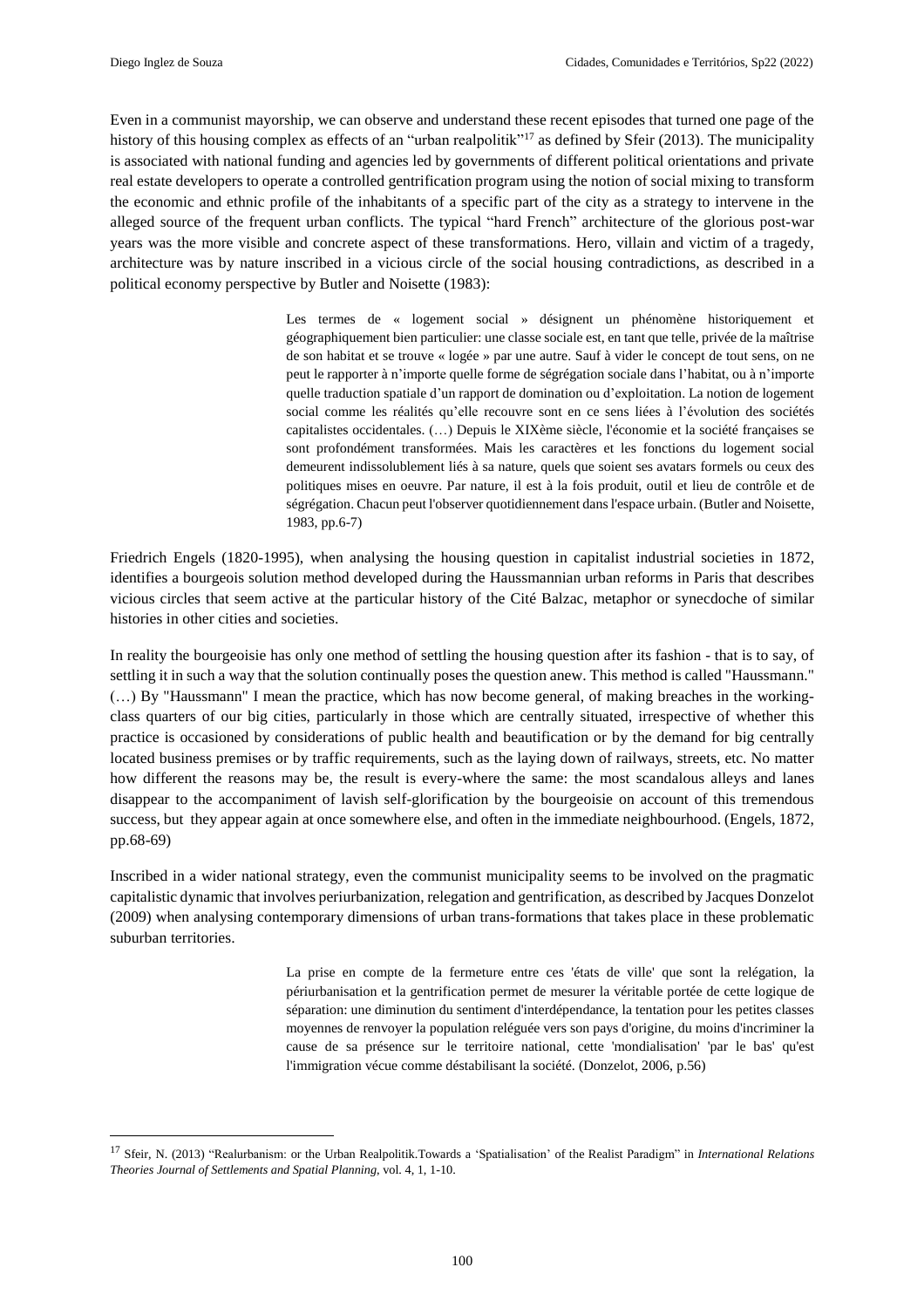Even in a communist mayorship, we can observe and understand these recent episodes that turned one page of the history of this housing complex as effects of an "urban realpolitik"[17] as defined by Sfeir (2013). The municipality is associated with national funding and agencies led by governments of different political orientations and private real estate developers to operate a controlled gentrification program using the notion of social mixing to transform the economic and ethnic profile of the inhabitants of a specific part of the city as a strategy to intervene in the alleged source of the frequent urban conflicts. The typical "hard French" architecture of the glorious post-war years was the more visible and concrete aspect of these transformations. Hero, villain and victim of a tragedy, architecture was by nature inscribed in a vicious circle of the social housing contradictions, as described in a political economy perspective by Butler and Noisette (1983):

> Les termes de « logement social » désignent un phénomène historiquement et géographiquement bien particulier: une classe sociale est, en tant que telle, privée de la maîtrise de son habitat et se trouve « logée » par une autre. Sauf à vider le concept de tout sens, on ne peut le rapporter à n'importe quelle forme de ségrégation sociale dans l'habitat, ou à n'importe quelle traduction spatiale d'un rapport de domination ou d'exploitation. La notion de logement social comme les réalités qu'elle recouvre sont en ce sens liées à l'évolution des sociétés capitalistes occidentales. (…) Depuis le XIXème siècle, l'économie et la société françaises se sont profondément transformées. Mais les caractères et les fonctions du logement social demeurent indissolublement liés à sa nature, quels que soient ses avatars formels ou ceux des politiques mises en oeuvre. Par nature, il est à la fois produit, outil et lieu de contrôle et de ségrégation. Chacun peut l'observer quotidiennement dans l'espace urbain. (Butler and Noisette, 1983, pp.6-7)

Friedrich Engels (1820-1995), when analysing the housing question in capitalist industrial societies in 1872, identifies a bourgeois solution method developed during the Haussmannian urban reforms in Paris that describes vicious circles that seem active at the particular history of the Cité Balzac, metaphor or synecdoche of similar histories in other cities and societies.

In reality the bourgeoisie has only one method of settling the housing question after its fashion - that is to say, of settling it in such a way that the solution continually poses the question anew. This method is called "Haussmann." (…) By "Haussmann" I mean the practice, which has now become general, of making breaches in the working-class quarters of our big cities, particularly in those which are centrally situated, irrespective of whether this practice is occasioned by considerations of public health and beautification or by the demand for big centrally located business premises or by traffic requirements, such as the laying down of railways, streets, etc. No matter how different the reasons may be, the result is every-where the same: the most scandalous alleys and lanes disappear to the accompaniment of lavish self-glorification by the bourgeoisie on account of this tremendous success, but they appear again at once somewhere else, and often in the immediate neighbourhood. (Engels, 1872, pp.68-69)

Inscribed in a wider national strategy, even the communist municipality seems to be involved on the pragmatic capitalistic dynamic that involves periurbanization, relegation and gentrification, as described by Jacques Donzelot (2009) when analysing contemporary dimensions of urban trans-formations that takes place in these problematic suburban territories.

> La prise en compte de la fermeture entre ces 'états de ville' que sont la relégation, la périurbanisation et la gentrification permet de mesurer la véritable portée de cette logique de séparation: une diminution du sentiment d'interdépendance, la tentation pour les petites classes moyennes de renvoyer la population reléguée vers son pays d'origine, du moins d'incriminer la cause de sa présence sur le territoire national, cette 'mondialisation' 'par le bas' qu'est l'immigration vécue comme déstabilisant la société. (Donzelot, 2006, p.56)

---

[17] Sfeir, N. (2013) "Realurbanism: or the Urban Realpolitik.Towards a 'Spatialisation' of the Realist Paradigm" in *International Relations Theories Journal of Settlements and Spatial Planning*, vol. 4, 1, 1-10.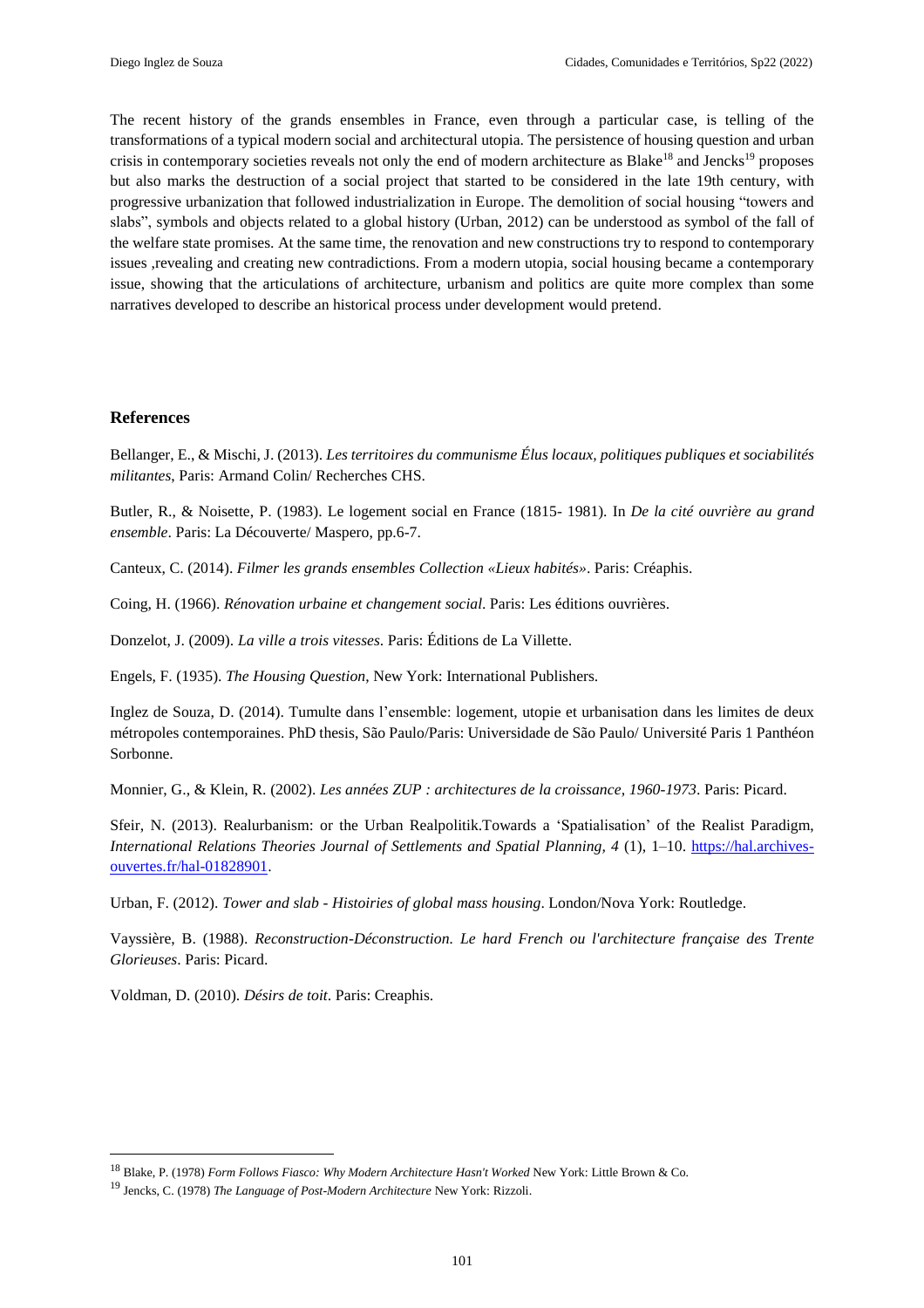The recent history of the grands ensembles in France, even through a particular case, is telling of the transformations of a typical modern social and architectural utopia. The persistence of housing question and urban crisis in contemporary societies reveals not only the end of modern architecture as Blake[18] and Jencks[19] proposes but also marks the destruction of a social project that started to be considered in the late 19th century, with progressive urbanization that followed industrialization in Europe. The demolition of social housing "towers and slabs", symbols and objects related to a global history (Urban, 2012) can be understood as symbol of the fall of the welfare state promises. At the same time, the renovation and new constructions try to respond to contemporary issues ,revealing and creating new contradictions. From a modern utopia, social housing became a contemporary issue, showing that the articulations of architecture, urbanism and politics are quite more complex than some narratives developed to describe an historical process under development would pretend.

## References

Bellanger, E., & Mischi, J. (2013). *Les territoires du communisme Élus locaux, politiques publiques et sociabilités militantes*, Paris: Armand Colin/ Recherches CHS.

Butler, R., & Noisette, P. (1983). Le logement social en France (1815- 1981). In *De la cité ouvrière au grand ensemble*. Paris: La Découverte/ Maspero, pp.6-7.

Canteux, C. (2014). *Filmer les grands ensembles Collection «Lieux habités»*. Paris: Créaphis.

Coing, H. (1966). *Rénovation urbaine et changement social*. Paris: Les éditions ouvrières.

Donzelot, J. (2009). *La ville a trois vitesses*. Paris: Éditions de La Villette.

Engels, F. (1935). *The Housing Question*, New York: International Publishers.

Inglez de Souza, D. (2014). Tumulte dans l'ensemble: logement, utopie et urbanisation dans les limites de deux métropoles contemporaines. PhD thesis, São Paulo/Paris: Universidade de São Paulo/ Université Paris 1 Panthéon Sorbonne.

Monnier, G., & Klein, R. (2002). *Les années ZUP : architectures de la croissance, 1960-1973*. Paris: Picard.

Sfeir, N. (2013). Realurbanism: or the Urban Realpolitik.Towards a 'Spatialisation' of the Realist Paradigm, *International Relations Theories Journal of Settlements and Spatial Planning, 4* (1), 1–10. https://hal.archives-ouvertes.fr/hal-01828901.

Urban, F. (2012). *Tower and slab - Histoiries of global mass housing*. London/Nova York: Routledge.

Vayssière, B. (1988). *Reconstruction-Déconstruction. Le hard French ou l'architecture française des Trente Glorieuses*. Paris: Picard.

Voldman, D. (2010). *Désirs de toit*. Paris: Creaphis.

---

[18] Blake, P. (1978) *Form Follows Fiasco: Why Modern Architecture Hasn't Worked* New York: Little Brown & Co.

[19] Jencks, C. (1978) *The Language of Post-Modern Architecture* New York: Rizzoli.